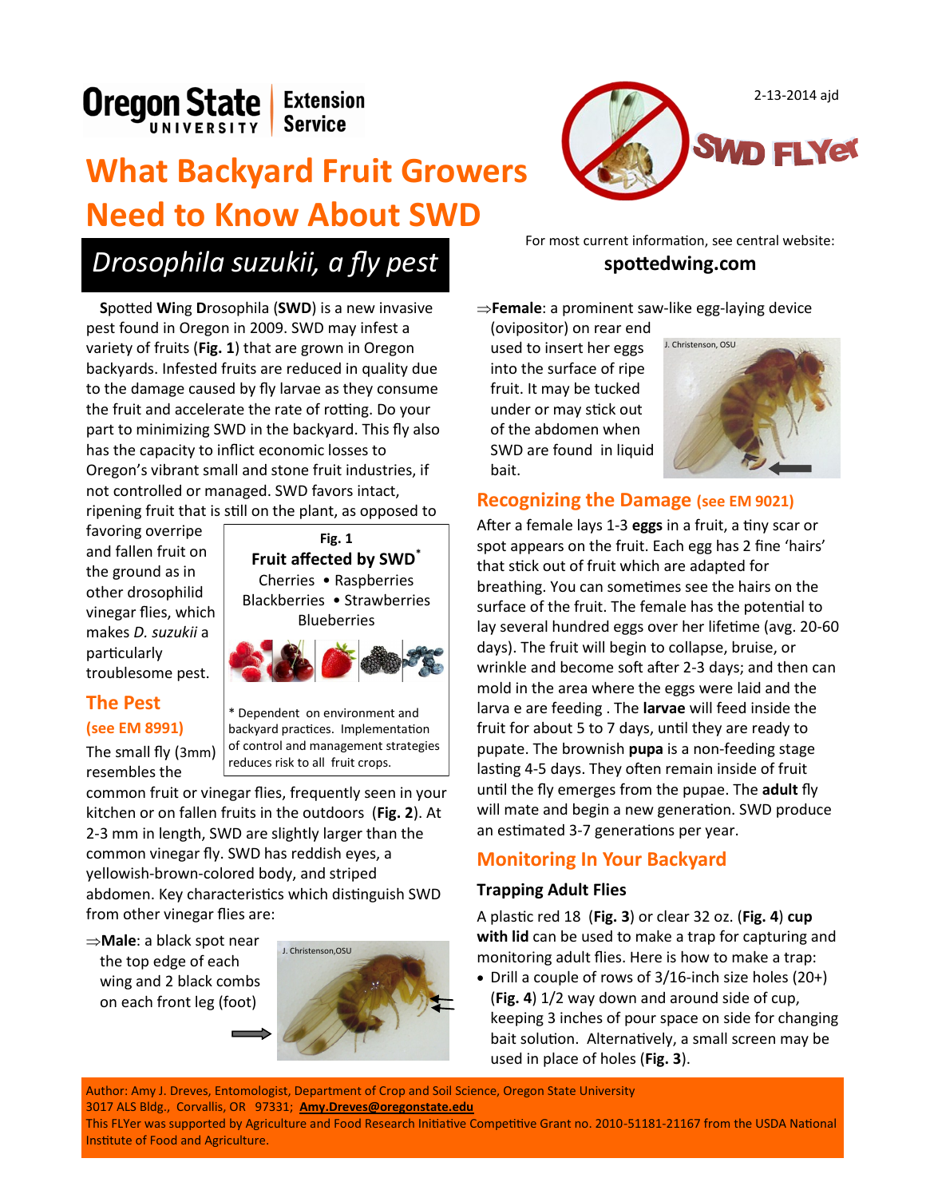Oregon State University | Extension Service

2-13-2014 ajd

SWD FLYer

# What Backyard Fruit Growers Need to Know About SWD

## *Drosophila suzukii, a fly pest*

For most current information, see central website:

**spottedwing.com**

**S**potted **Wi**ng **D**rosophila (**SWD**) is a new invasive pest found in Oregon in 2009. SWD may infest a variety of fruits (**Fig. 1**) that are grown in Oregon backyards. Infested fruits are reduced in quality due to the damage caused by fly larvae as they consume the fruit and accelerate the rate of rotting. Do your part to minimizing SWD in the backyard. This fly also has the capacity to inflict economic losses to Oregon's vibrant small and stone fruit industries, if not controlled or managed. SWD favors intact, ripening fruit that is still on the plant, as opposed to favoring overripe and fallen fruit on the ground as in other drosophilid vinegar flies, which makes *D. suzukii* a particularly troublesome pest.

**Fig. 1**

**Fruit affected by SWD***

Cherries • Raspberries
Blackberries • Strawberries
Blueberries

* Dependent on environment and backyard practices. Implementation of control and management strategies reduces risk to all fruit crops.

## The Pest

### (see EM 8991)

The small fly (3mm) resembles the common fruit or vinegar flies, frequently seen in your kitchen or on fallen fruits in the outdoors (**Fig. 2**). At 2-3 mm in length, SWD are slightly larger than the common vinegar fly. SWD has reddish eyes, a yellowish-brown-colored body, and striped abdomen. Key characteristics which distinguish SWD from other vinegar flies are:

⇒**Male**: a black spot near the top edge of each wing and 2 black combs on each front leg (foot)

J. Christenson,OSU

⇒**Female**: a prominent saw-like egg-laying device (ovipositor) on rear end used to insert her eggs into the surface of ripe fruit. It may be tucked under or may stick out of the abdomen when SWD are found in liquid bait.

J. Christenson, OSU

## Recognizing the Damage (see EM 9021)

After a female lays 1-3 **eggs** in a fruit, a tiny scar or spot appears on the fruit. Each egg has 2 fine 'hairs' that stick out of fruit which are adapted for breathing. You can sometimes see the hairs on the surface of the fruit. The female has the potential to lay several hundred eggs over her lifetime (avg. 20-60 days). The fruit will begin to collapse, bruise, or wrinkle and become soft after 2-3 days; and then can mold in the area where the eggs were laid and the larva e are feeding . The **larvae** will feed inside the fruit for about 5 to 7 days, until they are ready to pupate. The brownish **pupa** is a non-feeding stage lasting 4-5 days. They often remain inside of fruit until the fly emerges from the pupae. The **adult** fly will mate and begin a new generation. SWD produce an estimated 3-7 generations per year.

## Monitoring In Your Backyard

### Trapping Adult Flies

A plastic red 18 (**Fig. 3**) or clear 32 oz. (**Fig. 4**) **cup with lid** can be used to make a trap for capturing and monitoring adult flies. Here is how to make a trap:

- Drill a couple of rows of 3/16-inch size holes (20+) (**Fig. 4**) 1/2 way down and around side of cup, keeping 3 inches of pour space on side for changing bait solution. Alternatively, a small screen may be used in place of holes (**Fig. 3**).

Author: Amy J. Dreves, Entomologist, Department of Crop and Soil Science, Oregon State University
3017 ALS Bldg., Corvallis, OR 97331; **Amy.Dreves@oregonstate.edu**
This FLYer was supported by Agriculture and Food Research Initiative Competitive Grant no. 2010-51181-21167 from the USDA National Institute of Food and Agriculture.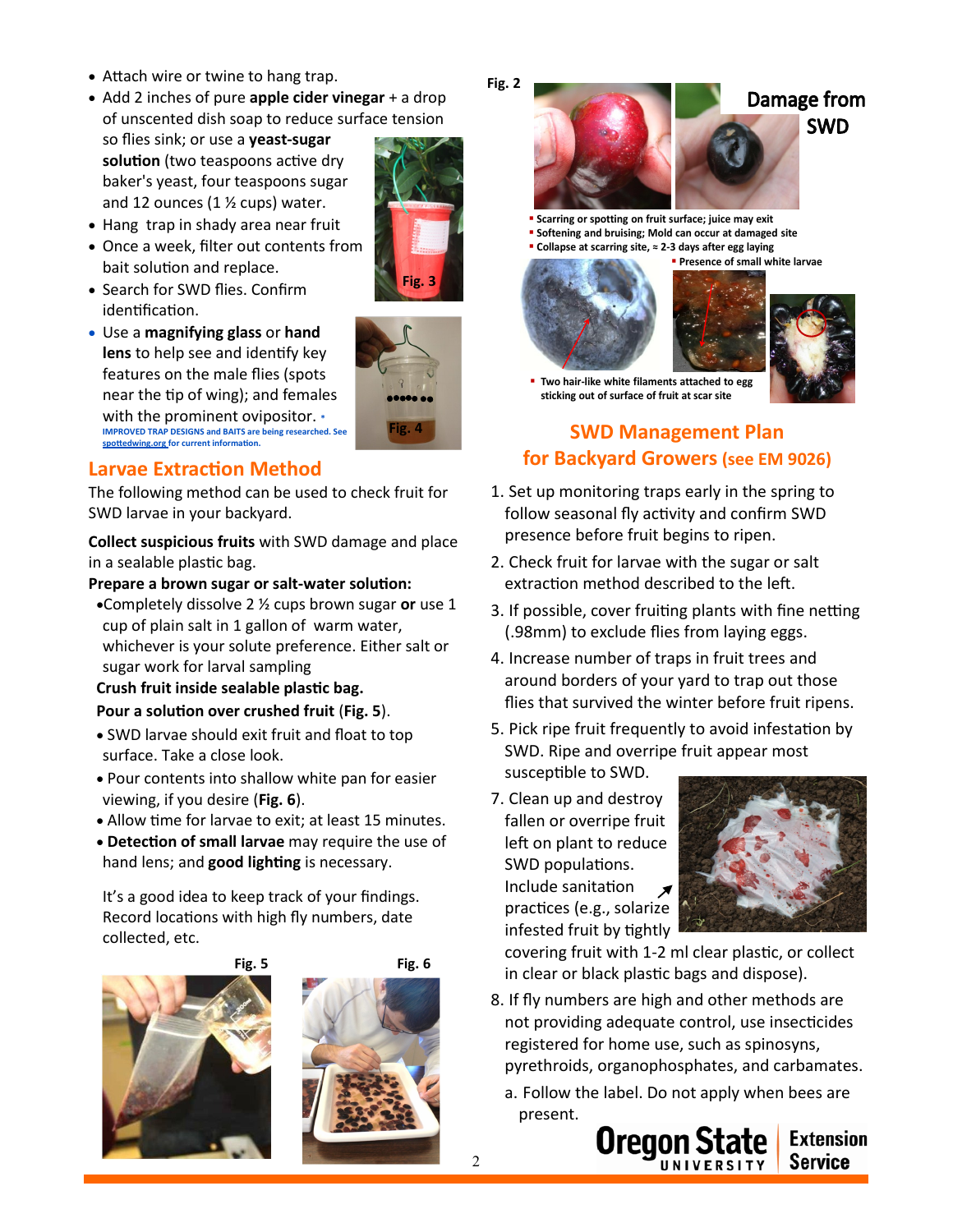- Attach wire or twine to hang trap.
- Add 2 inches of pure **apple cider vinegar** + a drop of unscented dish soap to reduce surface tension so flies sink; or use a **yeast-sugar solution** (two teaspoons active dry baker's yeast, four teaspoons sugar and 12 ounces (1 ½ cups) water.
- Hang trap in shady area near fruit
- Once a week, filter out contents from bait solution and replace.
- Search for SWD flies. Confirm identification.
- Use a **magnifying glass** or **hand lens** to help see and identify key features on the male flies (spots near the tip of wing); and females with the prominent ovipositor.

IMPROVED TRAP DESIGNS and BAITS are being researched. See spottedwing.org for current information.

Fig. 3

Fig. 4

## Larvae Extraction Method

The following method can be used to check fruit for SWD larvae in your backyard.

**Collect suspicious fruits** with SWD damage and place in a sealable plastic bag.

**Prepare a brown sugar or salt-water solution:**

- Completely dissolve 2 ½ cups brown sugar **or** use 1 cup of plain salt in 1 gallon of warm water, whichever is your solute preference. Either salt or sugar work for larval sampling

**Crush fruit inside sealable plastic bag.**

**Pour a solution over crushed fruit** (**Fig. 5**).

- SWD larvae should exit fruit and float to top surface. Take a close look.
- Pour contents into shallow white pan for easier viewing, if you desire (**Fig. 6**).
- Allow time for larvae to exit; at least 15 minutes.
- **Detection of small larvae** may require the use of hand lens; and **good lighting** is necessary.

It's a good idea to keep track of your findings. Record locations with high fly numbers, date collected, etc.

Fig. 5

Fig. 6

Fig. 2

**Damage from SWD**

- Scarring or spotting on fruit surface; juice may exit
- Softening and bruising; Mold can occur at damaged site
- Collapse at scarring site, ≈ 2-3 days after egg laying
- Presence of small white larvae
- Two hair-like white filaments attached to egg sticking out of surface of fruit at scar site

## SWD Management Plan for Backyard Growers (see EM 9026)

1. Set up monitoring traps early in the spring to follow seasonal fly activity and confirm SWD presence before fruit begins to ripen.
2. Check fruit for larvae with the sugar or salt extraction method described to the left.
3. If possible, cover fruiting plants with fine netting (.98mm) to exclude flies from laying eggs.
4. Increase number of traps in fruit trees and around borders of your yard to trap out those flies that survived the winter before fruit ripens.
5. Pick ripe fruit frequently to avoid infestation by SWD. Ripe and overripe fruit appear most susceptible to SWD.
7. Clean up and destroy fallen or overripe fruit left on plant to reduce SWD populations. Include sanitation practices (e.g., solarize infested fruit by tightly covering fruit with 1-2 ml clear plastic, or collect in clear or black plastic bags and dispose).
8. If fly numbers are high and other methods are not providing adequate control, use insecticides registered for home use, such as spinosyns, pyrethroids, organophosphates, and carbamates.
   a. Follow the label. Do not apply when bees are present.

Oregon State University Extension Service